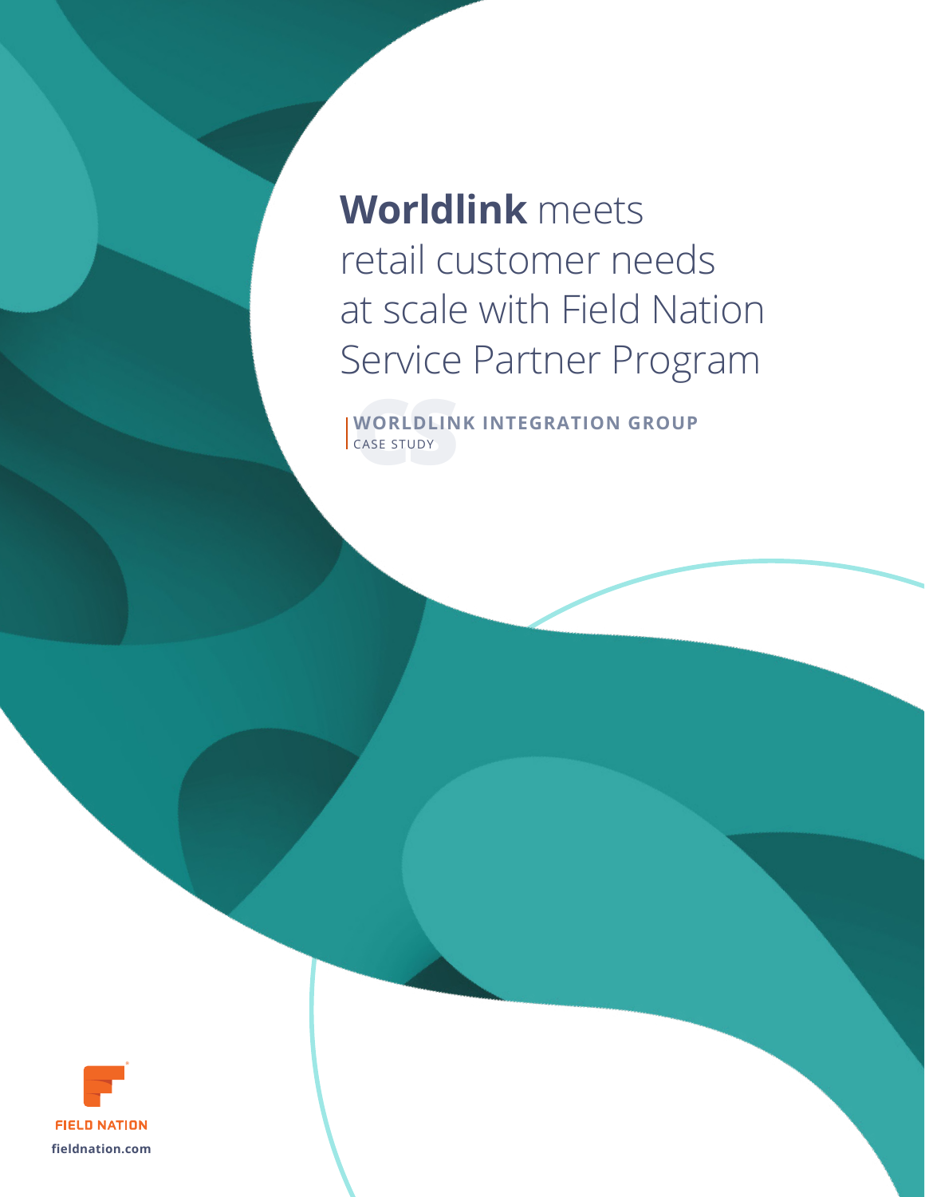# **Worldlink** meets retail customer needs at scale with Field Nation Service Partner Program

**WORLDLINK INTEGRATION GROUP**
CASE STUDY

FIELD NATION
fieldnation.com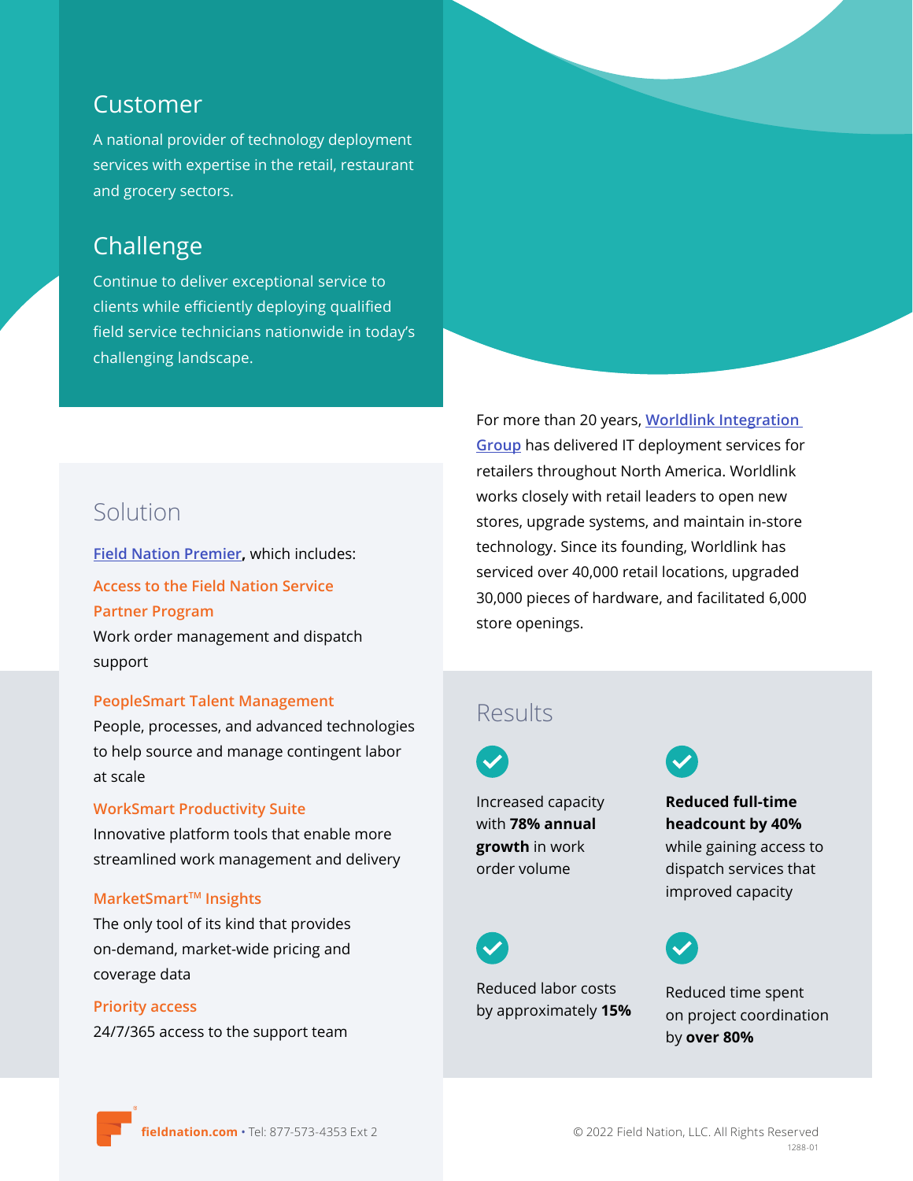## Customer

A national provider of technology deployment services with expertise in the retail, restaurant and grocery sectors.

## Challenge

Continue to deliver exceptional service to clients while efficiently deploying qualified field service technicians nationwide in today's challenging landscape.

For more than 20 years, Worldlink Integration Group has delivered IT deployment services for retailers throughout North America. Worldlink works closely with retail leaders to open new stores, upgrade systems, and maintain in-store technology. Since its founding, Worldlink has serviced over 40,000 retail locations, upgraded 30,000 pieces of hardware, and facilitated 6,000 store openings.

## Solution

Field Nation Premier, which includes:

**Access to the Field Nation Service Partner Program**
Work order management and dispatch support

**PeopleSmart Talent Management**
People, processes, and advanced technologies to help source and manage contingent labor at scale

**WorkSmart Productivity Suite**
Innovative platform tools that enable more streamlined work management and delivery

**MarketSmart™ Insights**
The only tool of its kind that provides on-demand, market-wide pricing and coverage data

**Priority access**
24/7/365 access to the support team

## Results

- Increased capacity with **78% annual growth** in work order volume
- **Reduced full-time headcount by 40%** while gaining access to dispatch services that improved capacity
- Reduced labor costs by approximately **15%**
- Reduced time spent on project coordination by **over 80%**

**fieldnation.com** • Tel: 877-573-4353 Ext 2

© 2022 Field Nation, LLC. All Rights Reserved

1288-01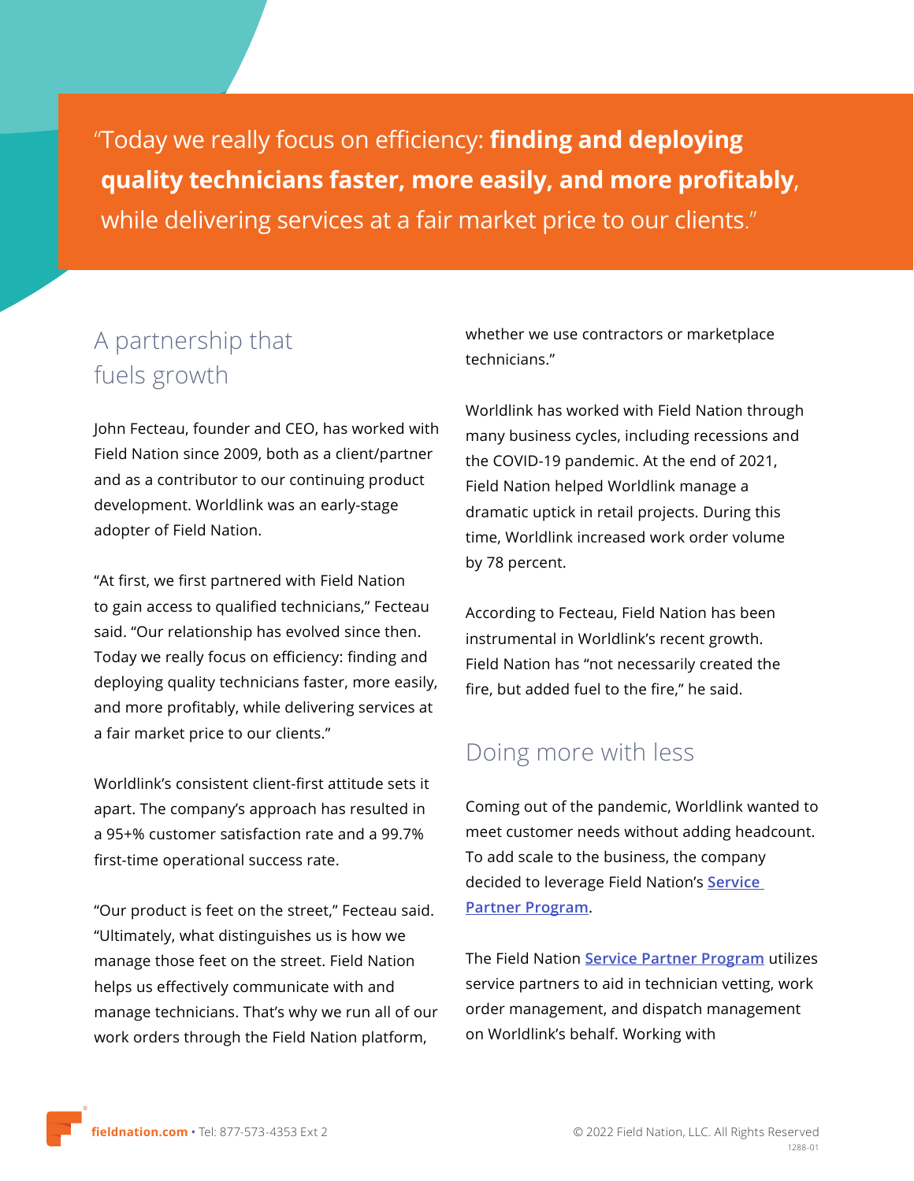> "Today we really focus on efficiency: **finding and deploying quality technicians faster, more easily, and more profitably**, while delivering services at a fair market price to our clients."

## A partnership that fuels growth

John Fecteau, founder and CEO, has worked with Field Nation since 2009, both as a client/partner and as a contributor to our continuing product development. Worldlink was an early-stage adopter of Field Nation.

"At first, we first partnered with Field Nation to gain access to qualified technicians," Fecteau said. "Our relationship has evolved since then. Today we really focus on efficiency: finding and deploying quality technicians faster, more easily, and more profitably, while delivering services at a fair market price to our clients."

Worldlink's consistent client-first attitude sets it apart. The company's approach has resulted in a 95+% customer satisfaction rate and a 99.7% first-time operational success rate.

"Our product is feet on the street," Fecteau said. "Ultimately, what distinguishes us is how we manage those feet on the street. Field Nation helps us effectively communicate with and manage technicians. That's why we run all of our work orders through the Field Nation platform, whether we use contractors or marketplace technicians."

Worldlink has worked with Field Nation through many business cycles, including recessions and the COVID-19 pandemic. At the end of 2021, Field Nation helped Worldlink manage a dramatic uptick in retail projects. During this time, Worldlink increased work order volume by 78 percent.

According to Fecteau, Field Nation has been instrumental in Worldlink's recent growth. Field Nation has "not necessarily created the fire, but added fuel to the fire," he said.

## Doing more with less

Coming out of the pandemic, Worldlink wanted to meet customer needs without adding headcount. To add scale to the business, the company decided to leverage Field Nation's **Service Partner Program**.

The Field Nation **Service Partner Program** utilizes service partners to aid in technician vetting, work order management, and dispatch management on Worldlink's behalf. Working with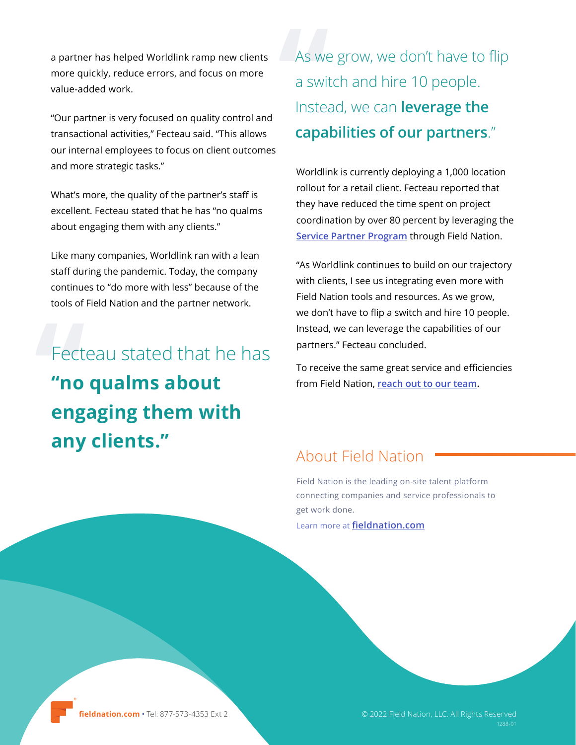a partner has helped Worldlink ramp new clients more quickly, reduce errors, and focus on more value-added work.

"Our partner is very focused on quality control and transactional activities," Fecteau said. "This allows our internal employees to focus on client outcomes and more strategic tasks."

What's more, the quality of the partner's staff is excellent. Fecteau stated that he has "no qualms about engaging them with any clients."

Like many companies, Worldlink ran with a lean staff during the pandemic. Today, the company continues to "do more with less" because of the tools of Field Nation and the partner network.

> Fecteau stated that he has **"no qualms about engaging them with any clients."**

> As we grow, we don't have to flip a switch and hire 10 people. Instead, we can **leverage the capabilities of our partners**."

Worldlink is currently deploying a 1,000 location rollout for a retail client. Fecteau reported that they have reduced the time spent on project coordination by over 80 percent by leveraging the **Service Partner Program** through Field Nation.

"As Worldlink continues to build on our trajectory with clients, I see us integrating even more with Field Nation tools and resources. As we grow, we don't have to flip a switch and hire 10 people. Instead, we can leverage the capabilities of our partners." Fecteau concluded.

To receive the same great service and efficiencies from Field Nation, **reach out to our team**.

## About Field Nation

Field Nation is the leading on-site talent platform connecting companies and service professionals to get work done.

Learn more at **fieldnation.com**

**fieldnation.com** • Tel: 877-573-4353 Ext 2

© 2022 Field Nation, LLC. All Rights Reserved

1288-01